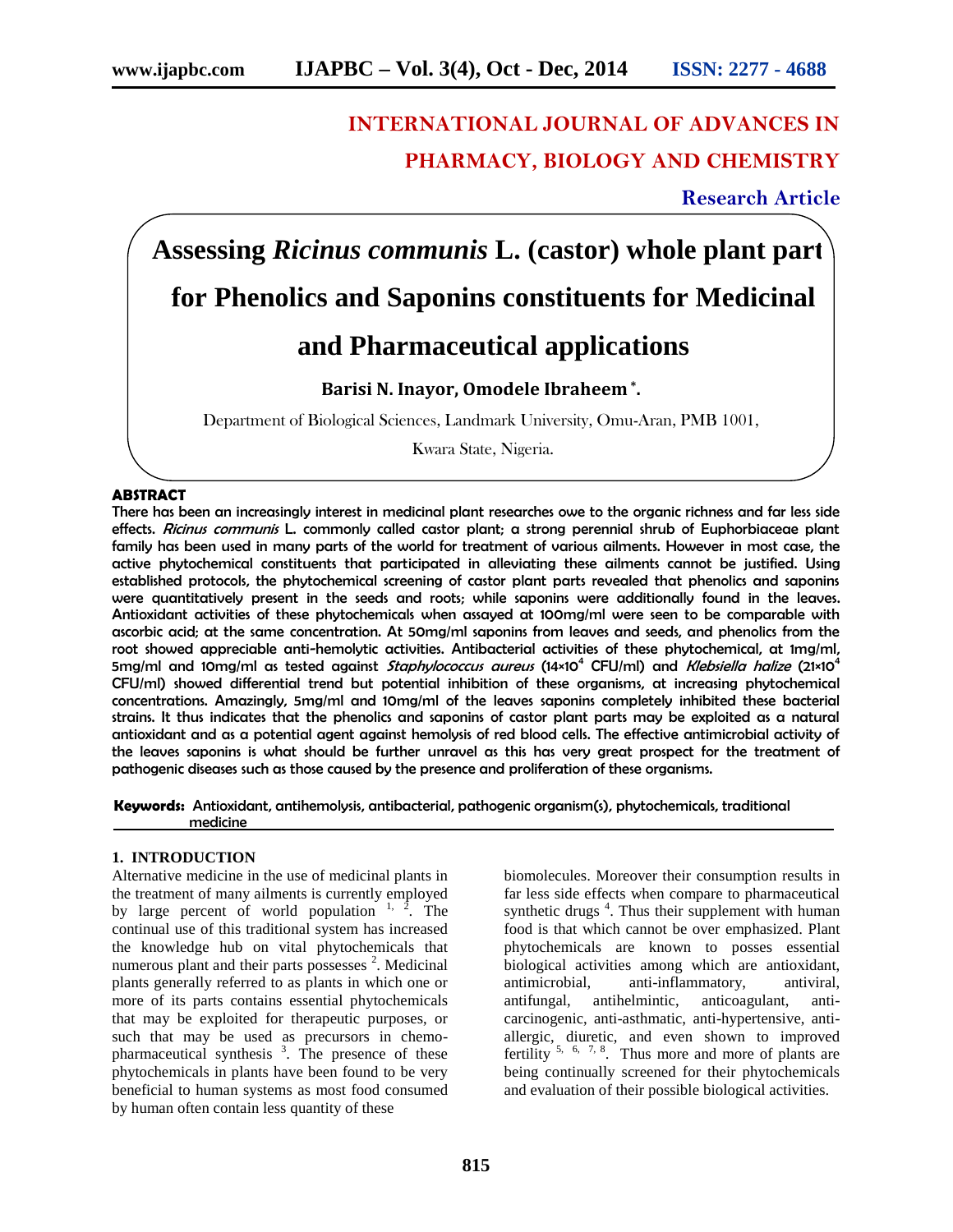# INTERNATIONAL JOURNAL OF ADVANCES IN PHARMACY, BIOLOGY AND CHEMISTRY

**Research Article**

# Assessing *Ricinus communis* L. (castor) whole plant part for Phenolics and Saponins constituents for Medicinal and Pharmaceutical applications

**Barisi N. Inayor, Omodele Ibraheem\*.**

Department of Biological Sciences, Landmark University, Omu-Aran, PMB 1001, Kwara State, Nigeria.

## ABSTRACT

There has been an increasingly interest in medicinal plant researches owe to the organic richness and far less side effects. *Ricinus communis* L. commonly called castor plant; a strong perennial shrub of Euphorbiaceae plant family has been used in many parts of the world for treatment of various ailments. However in most case, the active phytochemical constituents that participated in alleviating these ailments cannot be justified. Using established protocols, the phytochemical screening of castor plant parts revealed that phenolics and saponins were quantitatively present in the seeds and roots; while saponins were additionally found in the leaves. Antioxidant activities of these phytochemicals when assayed at 100mg/ml were seen to be comparable with ascorbic acid; at the same concentration. At 50mg/ml saponins from leaves and seeds, and phenolics from the root showed appreciable anti-hemolytic activities. Antibacterial activities of these phytochemical, at 1mg/ml, 5mg/ml and 10mg/ml as tested against *Staphylocockus aureus* ($14\times10^4$ CFU/ml) and *Klebsiella halize* ($21\times10^4$ CFU/ml) showed differential trend but potential inhibition of these organisms, at increasing phytochemical concentrations. Amazingly, 5mg/ml and 10mg/ml of the leaves saponins completely inhibited these bacterial strains. It thus indicates that the phenolics and saponins of castor plant parts may be exploited as a natural antioxidant and as a potential agent against hemolysis of red blood cells. The effective antimicrobial activity of the leaves saponins is what should be further unravel as this has very great prospect for the treatment of pathogenic diseases such as those caused by the presence and proliferation of these organisms.

**Keywords:** Antioxidant, antihemolysis, antibacterial, pathogenic organism(s), phytochemicals, traditional medicine

## 1. INTRODUCTION

Alternative medicine in the use of medicinal plants in the treatment of many ailments is currently employed by large percent of world population [1, 2]. The continual use of this traditional system has increased the knowledge hub on vital phytochemicals that numerous plant and their parts possesses [2]. Medicinal plants generally referred to as plants in which one or more of its parts contains essential phytochemicals that may be exploited for therapeutic purposes, or such that may be used as precursors in chemo-pharmaceutical synthesis [3]. The presence of these phytochemicals in plants have been found to be very beneficial to human systems as most food consumed by human often contain less quantity of these biomolecules. Moreover their consumption results in far less side effects when compare to pharmaceutical synthetic drugs [4]. Thus their supplement with human food is that which cannot be over emphasized. Plant phytochemicals are known to posses essential biological activities among which are antioxidant, antimicrobial, anti-inflammatory, antiviral, antifungal, antihelmintic, anticoagulant, anti-carcinogenic, anti-asthmatic, anti-hypertensive, anti-allergic, diuretic, and even shown to improved fertility [5, 6, 7, 8]. Thus more and more of plants are being continually screened for their phytochemicals and evaluation of their possible biological activities.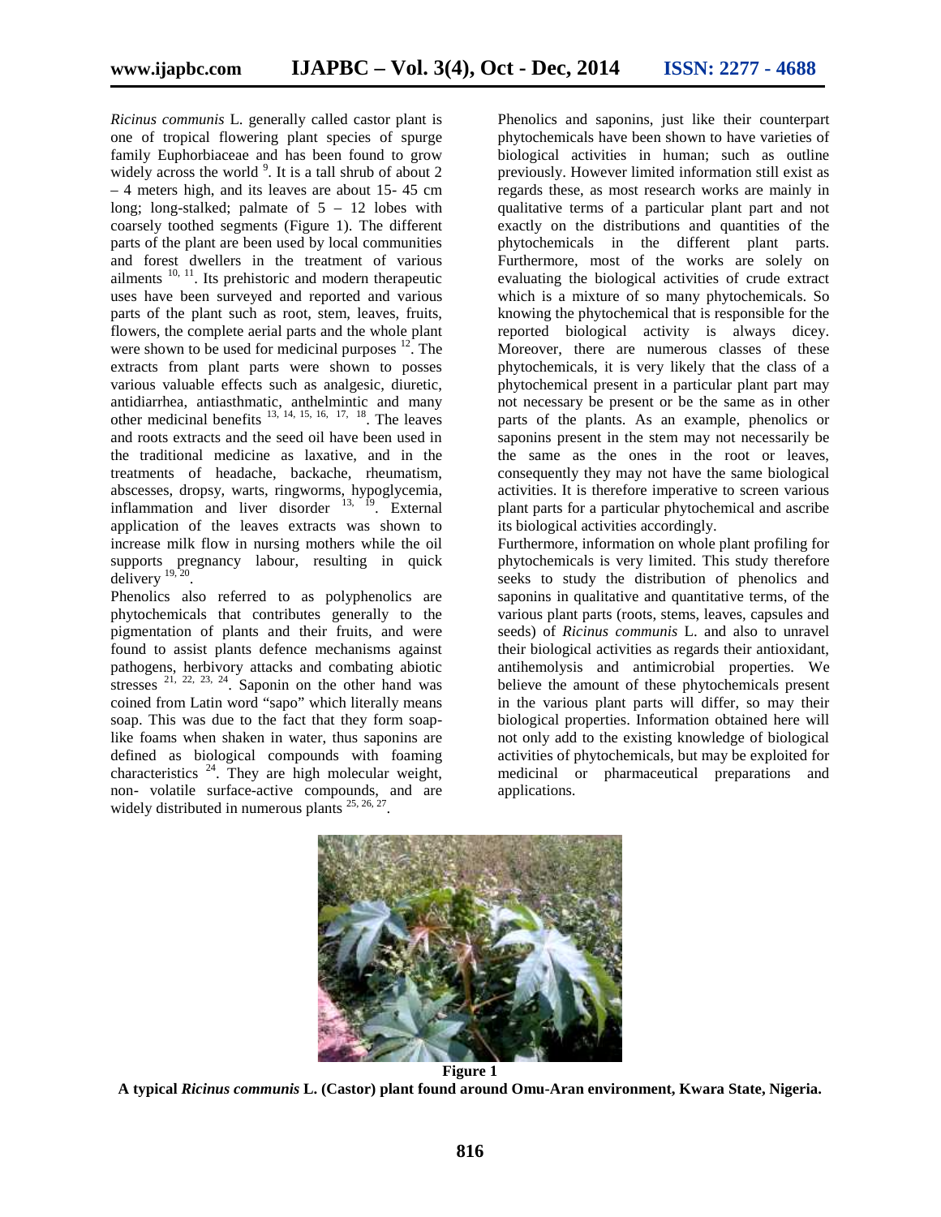*Ricinus communis* L. generally called castor plant is one of tropical flowering plant species of spurge family Euphorbiaceae and has been found to grow widely across the world [9]. It is a tall shrub of about 2 – 4 meters high, and its leaves are about 15- 45 cm long; long-stalked; palmate of 5 – 12 lobes with coarsely toothed segments (Figure 1). The different parts of the plant are been used by local communities and forest dwellers in the treatment of various ailments [10, 11]. Its prehistoric and modern therapeutic uses have been surveyed and reported and various parts of the plant such as root, stem, leaves, fruits, flowers, the complete aerial parts and the whole plant were shown to be used for medicinal purposes [12]. The extracts from plant parts were shown to posses various valuable effects such as analgesic, diuretic, antidiarrhea, antiasthmatic, anthelmintic and many other medicinal benefits [13, 14, 15, 16, 17, 18]. The leaves and roots extracts and the seed oil have been used in the traditional medicine as laxative, and in the treatments of headache, backache, rheumatism, abscesses, dropsy, warts, ringworms, hypoglycemia, inflammation and liver disorder [13, 19]. External application of the leaves extracts was shown to increase milk flow in nursing mothers while the oil supports pregnancy labour, resulting in quick delivery [19, 20].

Phenolics also referred to as polyphenolics are phytochemicals that contributes generally to the pigmentation of plants and their fruits, and were found to assist plants defence mechanisms against pathogens, herbivory attacks and combating abiotic stresses [21, 22, 23, 24]. Saponin on the other hand was coined from Latin word "sapo" which literally means soap. This was due to the fact that they form soap-like foams when shaken in water, thus saponins are defined as biological compounds with foaming characteristics [24]. They are high molecular weight, non- volatile surface-active compounds, and are widely distributed in numerous plants [25, 26, 27].

Phenolics and saponins, just like their counterpart phytochemicals have been shown to have varieties of biological activities in human; such as outline previously. However limited information still exist as regards these, as most research works are mainly in qualitative terms of a particular plant part and not exactly on the distributions and quantities of the phytochemicals in the different plant parts. Furthermore, most of the works are solely on evaluating the biological activities of crude extract which is a mixture of so many phytochemicals. So knowing the phytochemical that is responsible for the reported biological activity is always dicey. Moreover, there are numerous classes of these phytochemicals, it is very likely that the class of a phytochemical present in a particular plant part may not necessary be present or be the same as in other parts of the plants. As an example, phenolics or saponins present in the stem may not necessarily be the same as the ones in the root or leaves, consequently they may not have the same biological activities. It is therefore imperative to screen various plant parts for a particular phytochemical and ascribe its biological activities accordingly.

Furthermore, information on whole plant profiling for phytochemicals is very limited. This study therefore seeks to study the distribution of phenolics and saponins in qualitative and quantitative terms, of the various plant parts (roots, stems, leaves, capsules and seeds) of *Ricinus communis* L. and also to unravel their biological activities as regards their antioxidant, antihemolysis and antimicrobial properties. We believe the amount of these phytochemicals present in the various plant parts will differ, so may their biological properties. Information obtained here will not only add to the existing knowledge of biological activities of phytochemicals, but may be exploited for medicinal or pharmaceutical preparations and applications.

**Figure 1**

**A typical *Ricinus communis* L. (Castor) plant found around Omu-Aran environment, Kwara State, Nigeria.**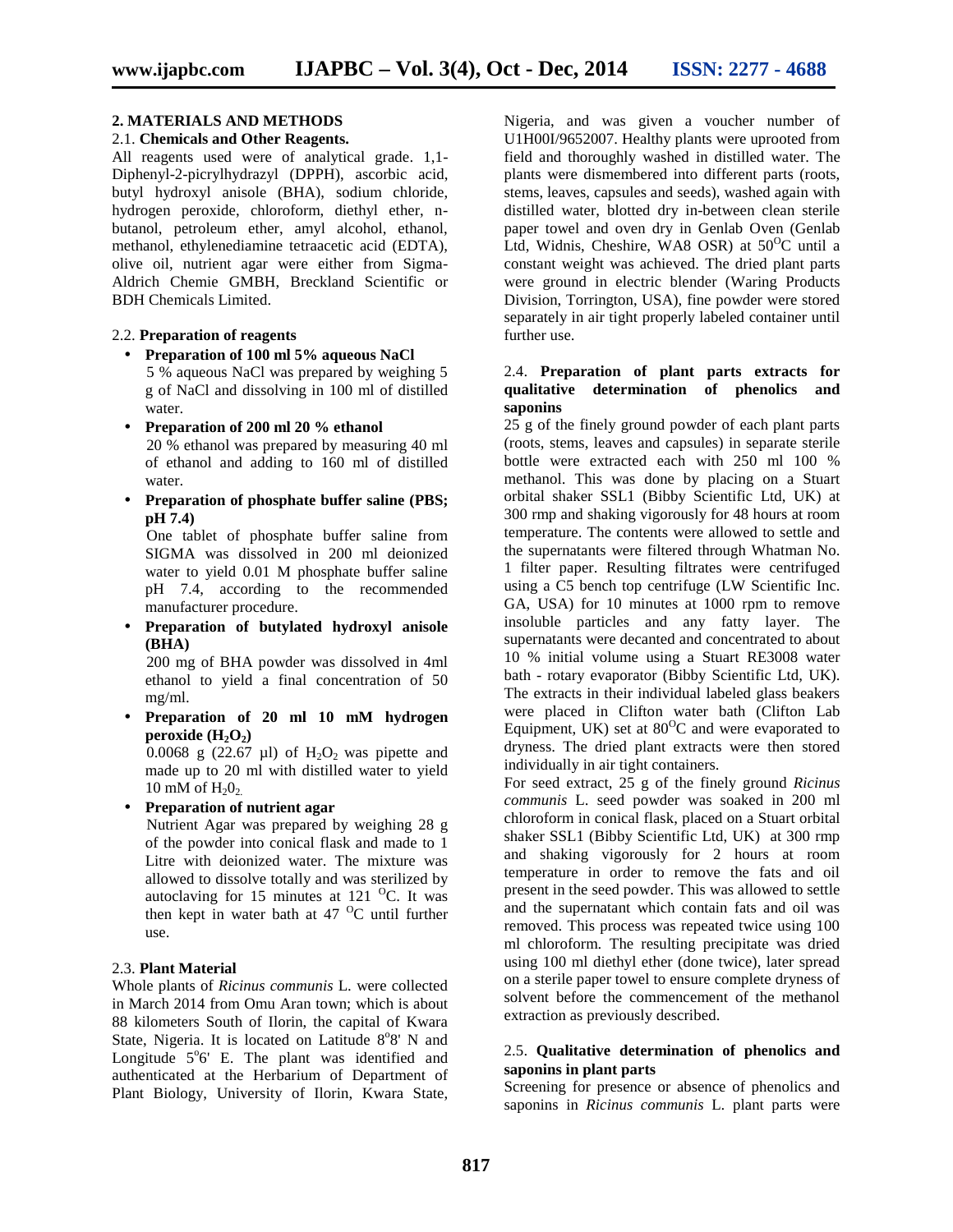## 2. MATERIALS AND METHODS

### 2.1. Chemicals and Other Reagents.

All reagents used were of analytical grade. 1,1-Diphenyl-2-picrylhydrazyl (DPPH), ascorbic acid, butyl hydroxyl anisole (BHA), sodium chloride, hydrogen peroxide, chloroform, diethyl ether, n-butanol, petroleum ether, amyl alcohol, ethanol, methanol, ethylenediamine tetraacetic acid (EDTA), olive oil, nutrient agar were either from Sigma-Aldrich Chemie GMBH, Breckland Scientific or BDH Chemicals Limited.

### 2.2. Preparation of reagents

- **Preparation of 100 ml 5% aqueous NaCl**
  5 % aqueous NaCl was prepared by weighing 5 g of NaCl and dissolving in 100 ml of distilled water.
- **Preparation of 200 ml 20 % ethanol**
  20 % ethanol was prepared by measuring 40 ml of ethanol and adding to 160 ml of distilled water.
- **Preparation of phosphate buffer saline (PBS; pH 7.4)**
  One tablet of phosphate buffer saline from SIGMA was dissolved in 200 ml deionized water to yield 0.01 M phosphate buffer saline pH 7.4, according to the recommended manufacturer procedure.
- **Preparation of butylated hydroxyl anisole (BHA)**
  200 mg of BHA powder was dissolved in 4ml ethanol to yield a final concentration of 50 mg/ml.
- **Preparation of 20 ml 10 mM hydrogen peroxide ($H_2O_2$)**
  0.0068 g (22.67 µl) of $H_2O_2$ was pipette and made up to 20 ml with distilled water to yield 10 mM of $H_20_2$.
- **Preparation of nutrient agar**
  Nutrient Agar was prepared by weighing 28 g of the powder into conical flask and made to 1 Litre with deionized water. The mixture was allowed to dissolve totally and was sterilized by autoclaving for 15 minutes at 121 $^OC$. It was then kept in water bath at 47 $^OC$ until further use.

### 2.3. Plant Material

Whole plants of *Ricinus communis* L. were collected in March 2014 from Omu Aran town; which is about 88 kilometers South of Ilorin, the capital of Kwara State, Nigeria. It is located on Latitude 8°8' N and Longitude 5°6' E. The plant was identified and authenticated at the Herbarium of Department of Plant Biology, University of Ilorin, Kwara State, Nigeria, and was given a voucher number of U1H00I/9652007. Healthy plants were uprooted from field and thoroughly washed in distilled water. The plants were dismembered into different parts (roots, stems, leaves, capsules and seeds), washed again with distilled water, blotted dry in-between clean sterile paper towel and oven dry in Genlab Oven (Genlab Ltd, Widnis, Cheshire, WA8 OSR) at 50$^OC$ until a constant weight was achieved. The dried plant parts were ground in electric blender (Waring Products Division, Torrington, USA), fine powder were stored separately in air tight properly labeled container until further use.

### 2.4. Preparation of plant parts extracts for qualitative determination of phenolics and saponins

25 g of the finely ground powder of each plant parts (roots, stems, leaves and capsules) in separate sterile bottle were extracted each with 250 ml 100 % methanol. This was done by placing on a Stuart orbital shaker SSL1 (Bibby Scientific Ltd, UK) at 300 rmp and shaking vigorously for 48 hours at room temperature. The contents were allowed to settle and the supernatants were filtered through Whatman No. 1 filter paper. Resulting filtrates were centrifuged using a C5 bench top centrifuge (LW Scientific Inc. GA, USA) for 10 minutes at 1000 rpm to remove insoluble particles and any fatty layer. The supernatants were decanted and concentrated to about 10 % initial volume using a Stuart RE3008 water bath - rotary evaporator (Bibby Scientific Ltd, UK). The extracts in their individual labeled glass beakers were placed in Clifton water bath (Clifton Lab Equipment, UK) set at 80$^OC$ and were evaporated to dryness. The dried plant extracts were then stored individually in air tight containers.

For seed extract, 25 g of the finely ground *Ricinus communis* L. seed powder was soaked in 200 ml chloroform in conical flask, placed on a Stuart orbital shaker SSL1 (Bibby Scientific Ltd, UK) at 300 rmp and shaking vigorously for 2 hours at room temperature in order to remove the fats and oil present in the seed powder. This was allowed to settle and the supernatant which contain fats and oil was removed. This process was repeated twice using 100 ml chloroform. The resulting precipitate was dried using 100 ml diethyl ether (done twice), later spread on a sterile paper towel to ensure complete dryness of solvent before the commencement of the methanol extraction as previously described.

### 2.5. Qualitative determination of phenolics and saponins in plant parts

Screening for presence or absence of phenolics and saponins in *Ricinus communis* L. plant parts were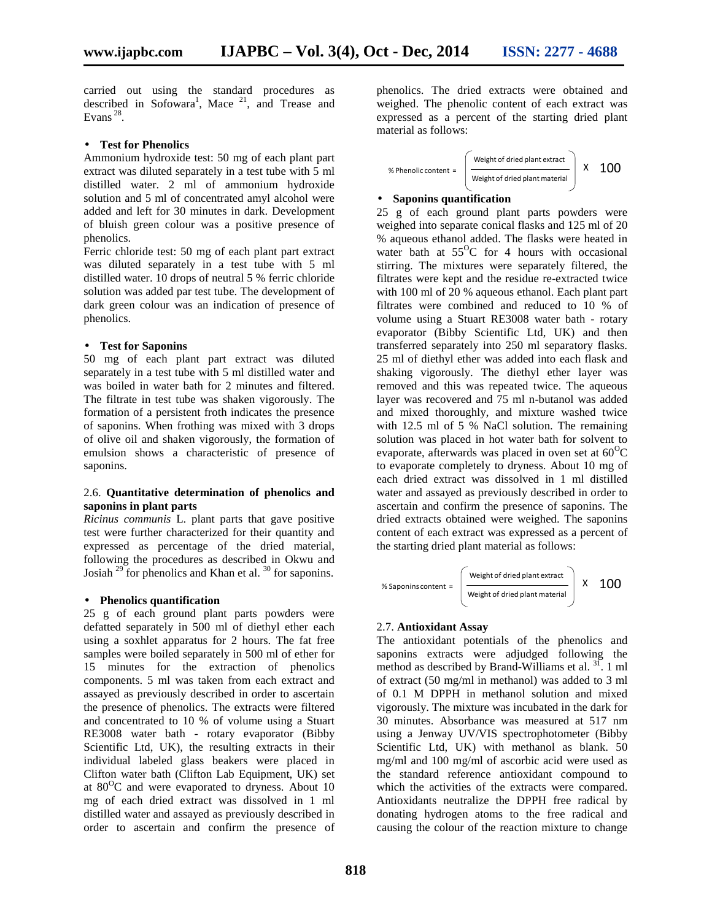carried out using the standard procedures as described in Sofowara[1], Mace [21], and Trease and Evans [28].

- **Test for Phenolics**

Ammonium hydroxide test: 50 mg of each plant part extract was diluted separately in a test tube with 5 ml distilled water. 2 ml of ammonium hydroxide solution and 5 ml of concentrated amyl alcohol were added and left for 30 minutes in dark. Development of bluish green colour was a positive presence of phenolics.

Ferric chloride test: 50 mg of each plant part extract was diluted separately in a test tube with 5 ml distilled water. 10 drops of neutral 5 % ferric chloride solution was added par test tube. The development of dark green colour was an indication of presence of phenolics.

- **Test for Saponins**

50 mg of each plant part extract was diluted separately in a test tube with 5 ml distilled water and was boiled in water bath for 2 minutes and filtered. The filtrate in test tube was shaken vigorously. The formation of a persistent froth indicates the presence of saponins. When frothing was mixed with 3 drops of olive oil and shaken vigorously, the formation of emulsion shows a characteristic of presence of saponins.

### 2.6. Quantitative determination of phenolics and saponins in plant parts

*Ricinus communis* L. plant parts that gave positive test were further characterized for their quantity and expressed as percentage of the dried material, following the procedures as described in Okwu and Josiah [29] for phenolics and Khan et al. [30] for saponins.

- **Phenolics quantification**

25 g of each ground plant parts powders were defatted separately in 500 ml of diethyl ether each using a soxhlet apparatus for 2 hours. The fat free samples were boiled separately in 500 ml of ether for 15 minutes for the extraction of phenolics components. 5 ml was taken from each extract and assayed as previously described in order to ascertain the presence of phenolics. The extracts were filtered and concentrated to 10 % of volume using a Stuart RE3008 water bath - rotary evaporator (Bibby Scientific Ltd, UK), the resulting extracts in their individual labeled glass beakers were placed in Clifton water bath (Clifton Lab Equipment, UK) set at 80$^{O}$C and were evaporated to dryness. About 10 mg of each dried extract was dissolved in 1 ml distilled water and assayed as previously described in order to ascertain and confirm the presence of phenolics. The dried extracts were obtained and weighed. The phenolic content of each extract was expressed as a percent of the starting dried plant material as follows:

$$\text{\% Phenolic content} = \left(\frac{\text{Weight of dried plant extract}}{\text{Weight of dried plant material}}\right) \times 100$$

- **Saponins quantification**

25 g of each ground plant parts powders were weighed into separate conical flasks and 125 ml of 20 % aqueous ethanol added. The flasks were heated in water bath at 55$^{O}$C for 4 hours with occasional stirring. The mixtures were separately filtered, the filtrates were kept and the residue re-extracted twice with 100 ml of 20 % aqueous ethanol. Each plant part filtrates were combined and reduced to 10 % of volume using a Stuart RE3008 water bath - rotary evaporator (Bibby Scientific Ltd, UK) and then transferred separately into 250 ml separatory flasks. 25 ml of diethyl ether was added into each flask and shaking vigorously. The diethyl ether layer was removed and this was repeated twice. The aqueous layer was recovered and 75 ml n-butanol was added and mixed thoroughly, and mixture washed twice with 12.5 ml of 5 % NaCl solution. The remaining solution was placed in hot water bath for solvent to evaporate, afterwards was placed in oven set at 60$^{O}$C to evaporate completely to dryness. About 10 mg of each dried extract was dissolved in 1 ml distilled water and assayed as previously described in order to ascertain and confirm the presence of saponins. The dried extracts obtained were weighed. The saponins content of each extract was expressed as a percent of the starting dried plant material as follows:

$$\text{\% Saponins content} = \left(\frac{\text{Weight of dried plant extract}}{\text{Weight of dried plant material}}\right) \times 100$$

### 2.7. Antioxidant Assay

The antioxidant potentials of the phenolics and saponins extracts were adjudged following the method as described by Brand-Williams et al. [31]. 1 ml of extract (50 mg/ml in methanol) was added to 3 ml of 0.1 M DPPH in methanol solution and mixed vigorously. The mixture was incubated in the dark for 30 minutes. Absorbance was measured at 517 nm using a Jenway UV/VIS spectrophotometer (Bibby Scientific Ltd, UK) with methanol as blank. 50 mg/ml and 100 mg/ml of ascorbic acid were used as the standard reference antioxidant compound to which the activities of the extracts were compared. Antioxidants neutralize the DPPH free radical by donating hydrogen atoms to the free radical and causing the colour of the reaction mixture to change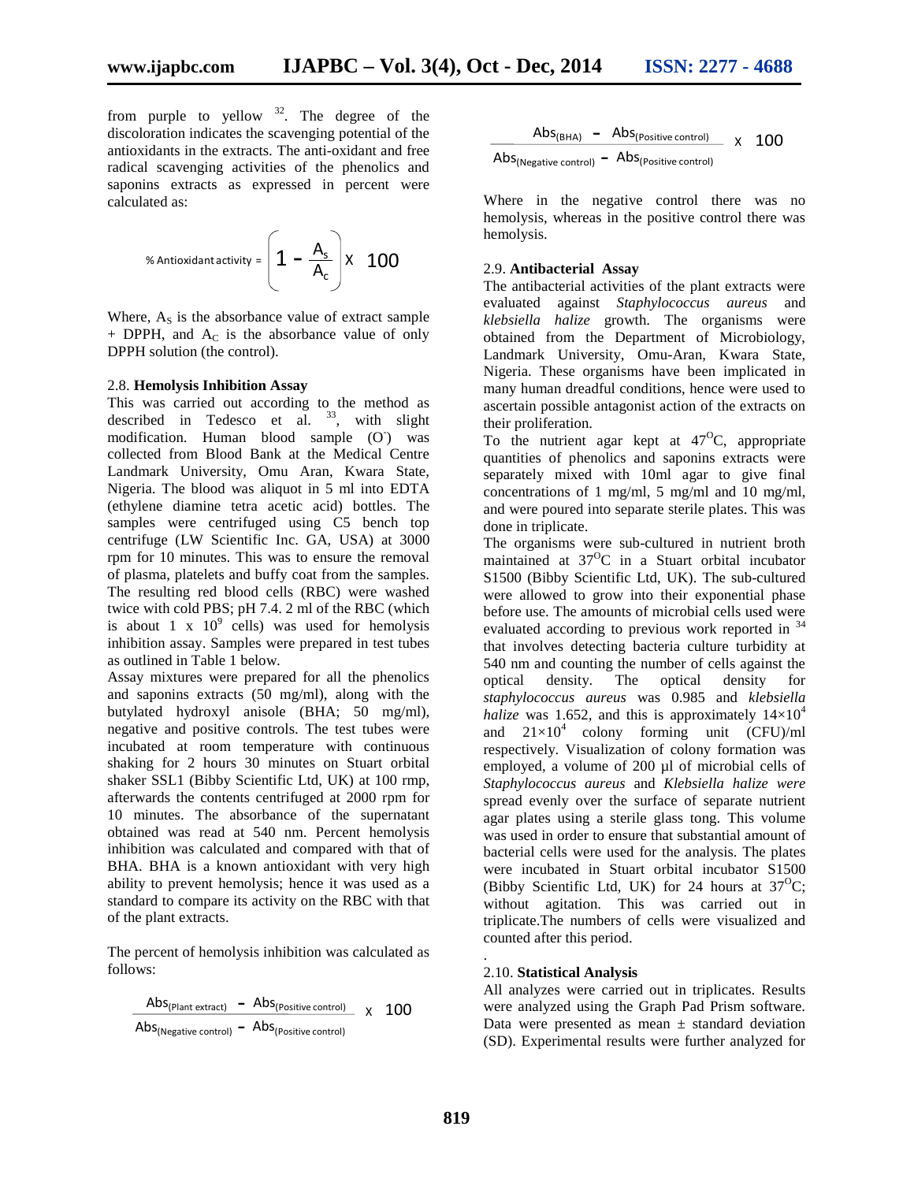from purple to yellow [32]. The degree of the discoloration indicates the scavenging potential of the antioxidants in the extracts. The anti-oxidant and free radical scavenging activities of the phenolics and saponins extracts as expressed in percent were calculated as:

$$\% \text{ Antioxidant activity} = \left(1 - \frac{A_s}{A_c}\right) \times 100$$

Where, $A_S$ is the absorbance value of extract sample + DPPH, and $A_C$ is the absorbance value of only DPPH solution (the control).

2.8. **Hemolysis Inhibition Assay**

This was carried out according to the method as described in Tedesco et al. [33], with slight modification. Human blood sample ($O^-$) was collected from Blood Bank at the Medical Centre Landmark University, Omu Aran, Kwara State, Nigeria. The blood was aliquot in 5 ml into EDTA (ethylene diamine tetra acetic acid) bottles. The samples were centrifuged using C5 bench top centrifuge (LW Scientific Inc. GA, USA) at 3000 rpm for 10 minutes. This was to ensure the removal of plasma, platelets and buffy coat from the samples. The resulting red blood cells (RBC) were washed twice with cold PBS; pH 7.4. 2 ml of the RBC (which is about $1 \times 10^9$ cells) was used for hemolysis inhibition assay. Samples were prepared in test tubes as outlined in Table 1 below.

Assay mixtures were prepared for all the phenolics and saponins extracts (50 mg/ml), along with the butylated hydroxyl anisole (BHA; 50 mg/ml), negative and positive controls. The test tubes were incubated at room temperature with continuous shaking for 2 hours 30 minutes on Stuart orbital shaker SSL1 (Bibby Scientific Ltd, UK) at 100 rmp, afterwards the contents centrifuged at 2000 rpm for 10 minutes. The absorbance of the supernatant obtained was read at 540 nm. Percent hemolysis inhibition was calculated and compared with that of BHA. BHA is a known antioxidant with very high ability to prevent hemolysis; hence it was used as a standard to compare its activity on the RBC with that of the plant extracts.

The percent of hemolysis inhibition was calculated as follows:

$$\frac{Abs_{(\text{Plant extract})} - Abs_{(\text{Positive control})}}{Abs_{(\text{Negative control})} - Abs_{(\text{Positive control})}} \times 100$$

$$\frac{Abs_{(\text{BHA})} - Abs_{(\text{Positive control})}}{Abs_{(\text{Negative control})} - Abs_{(\text{Positive control})}} \times 100$$

Where in the negative control there was no hemolysis, whereas in the positive control there was hemolysis.

2.9. **Antibacterial Assay**

The antibacterial activities of the plant extracts were evaluated against *Staphylococcus aureus* and *klebsiella halize* growth. The organisms were obtained from the Department of Microbiology, Landmark University, Omu-Aran, Kwara State, Nigeria. These organisms have been implicated in many human dreadful conditions, hence were used to ascertain possible antagonist action of the extracts on their proliferation.

To the nutrient agar kept at $47^{O}C$, appropriate quantities of phenolics and saponins extracts were separately mixed with 10ml agar to give final concentrations of 1 mg/ml, 5 mg/ml and 10 mg/ml, and were poured into separate sterile plates. This was done in triplicate.

The organisms were sub-cultured in nutrient broth maintained at $37^{O}C$ in a Stuart orbital incubator S1500 (Bibby Scientific Ltd, UK). The sub-cultured were allowed to grow into their exponential phase before use. The amounts of microbial cells used were evaluated according to previous work reported in [34] that involves detecting bacteria culture turbidity at 540 nm and counting the number of cells against the optical density. The optical density for *staphylococcus aureus* was 0.985 and *klebsiella halize* was 1.652, and this is approximately $14\times10^4$ and $21\times10^4$ colony forming unit (CFU)/ml respectively. Visualization of colony formation was employed, a volume of 200 µl of microbial cells of *Staphylococcus aureus* and *Klebsiella halize were* spread evenly over the surface of separate nutrient agar plates using a sterile glass tong. This volume was used in order to ensure that substantial amount of bacterial cells were used for the analysis. The plates were incubated in Stuart orbital incubator S1500 (Bibby Scientific Ltd, UK) for 24 hours at $37^{O}C$; without agitation. This was carried out in triplicate.The numbers of cells were visualized and counted after this period.

2.10. **Statistical Analysis**

All analyzes were carried out in triplicates. Results were analyzed using the Graph Pad Prism software. Data were presented as mean ± standard deviation (SD). Experimental results were further analyzed for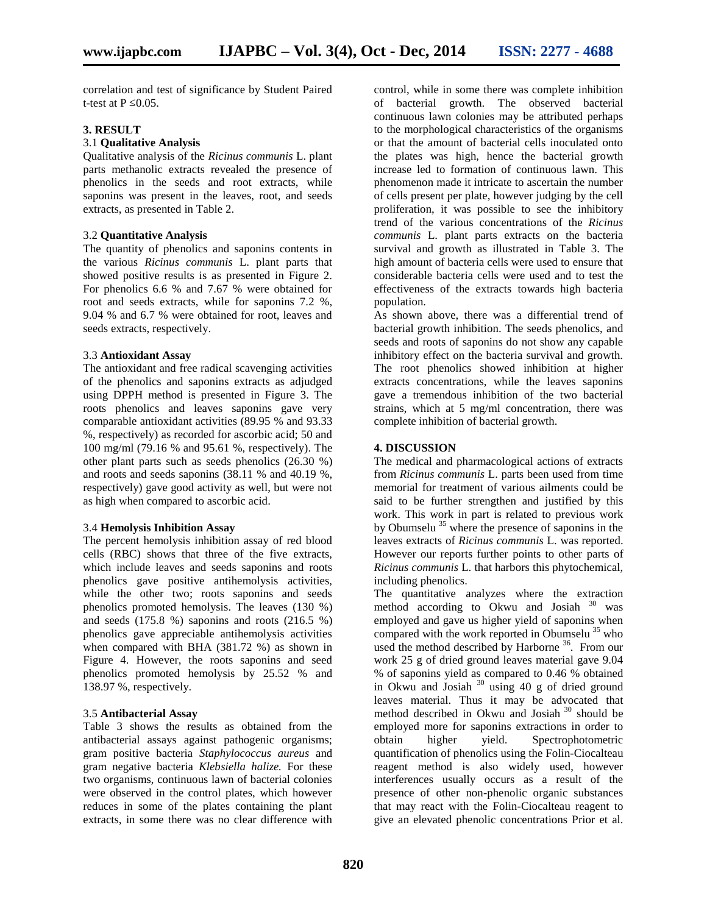correlation and test of significance by Student Paired t-test at P ≤0.05.

## 3. RESULT

### 3.1 **Qualitative Analysis**

Qualitative analysis of the *Ricinus communis* L. plant parts methanolic extracts revealed the presence of phenolics in the seeds and root extracts, while saponins was present in the leaves, root, and seeds extracts, as presented in Table 2.

### 3.2 **Quantitative Analysis**

The quantity of phenolics and saponins contents in the various *Ricinus communis* L. plant parts that showed positive results is as presented in Figure 2. For phenolics 6.6 % and 7.67 % were obtained for root and seeds extracts, while for saponins 7.2 %, 9.04 % and 6.7 % were obtained for root, leaves and seeds extracts, respectively.

### 3.3 **Antioxidant Assay**

The antioxidant and free radical scavenging activities of the phenolics and saponins extracts as adjudged using DPPH method is presented in Figure 3. The roots phenolics and leaves saponins gave very comparable antioxidant activities (89.95 % and 93.33 %, respectively) as recorded for ascorbic acid; 50 and 100 mg/ml (79.16 % and 95.61 %, respectively). The other plant parts such as seeds phenolics (26.30 %) and roots and seeds saponins (38.11 % and 40.19 %, respectively) gave good activity as well, but were not as high when compared to ascorbic acid.

### 3.4 **Hemolysis Inhibition Assay**

The percent hemolysis inhibition assay of red blood cells (RBC) shows that three of the five extracts, which include leaves and seeds saponins and roots phenolics gave positive antihemolysis activities, while the other two; roots saponins and seeds phenolics promoted hemolysis. The leaves (130 %) and seeds (175.8 %) saponins and roots (216.5 %) phenolics gave appreciable antihemolysis activities when compared with BHA (381.72 %) as shown in Figure 4. However, the roots saponins and seed phenolics promoted hemolysis by 25.52 % and 138.97 %, respectively.

### 3.5 **Antibacterial Assay**

Table 3 shows the results as obtained from the antibacterial assays against pathogenic organisms; gram positive bacteria *Staphylococcus aureus* and gram negative bacteria *Klebsiella halize.* For these two organisms, continuous lawn of bacterial colonies were observed in the control plates, which however reduces in some of the plates containing the plant extracts, in some there was no clear difference with control, while in some there was complete inhibition of bacterial growth. The observed bacterial continuous lawn colonies may be attributed perhaps to the morphological characteristics of the organisms or that the amount of bacterial cells inoculated onto the plates was high, hence the bacterial growth increase led to formation of continuous lawn. This phenomenon made it intricate to ascertain the number of cells present per plate, however judging by the cell proliferation, it was possible to see the inhibitory trend of the various concentrations of the *Ricinus communis* L. plant parts extracts on the bacteria survival and growth as illustrated in Table 3. The high amount of bacteria cells were used to ensure that considerable bacteria cells were used and to test the effectiveness of the extracts towards high bacteria population.

As shown above, there was a differential trend of bacterial growth inhibition. The seeds phenolics, and seeds and roots of saponins do not show any capable inhibitory effect on the bacteria survival and growth. The root phenolics showed inhibition at higher extracts concentrations, while the leaves saponins gave a tremendous inhibition of the two bacterial strains, which at 5 mg/ml concentration, there was complete inhibition of bacterial growth.

## 4. DISCUSSION

The medical and pharmacological actions of extracts from *Ricinus communis* L. parts been used from time memorial for treatment of various ailments could be said to be further strengthen and justified by this work. This work in part is related to previous work by Obumselu [35] where the presence of saponins in the leaves extracts of *Ricinus communis* L. was reported. However our reports further points to other parts of *Ricinus communis* L. that harbors this phytochemical, including phenolics.

The quantitative analyzes where the extraction method according to Okwu and Josiah [30] was employed and gave us higher yield of saponins when compared with the work reported in Obumselu [35] who used the method described by Harborne [36]. From our work 25 g of dried ground leaves material gave 9.04 % of saponins yield as compared to 0.46 % obtained in Okwu and Josiah [30] using 40 g of dried ground leaves material. Thus it may be advocated that method described in Okwu and Josiah [30] should be employed more for saponins extractions in order to obtain higher yield. Spectrophotometric quantification of phenolics using the Folin-Ciocalteau reagent method is also widely used, however interferences usually occurs as a result of the presence of other non-phenolic organic substances that may react with the Folin-Ciocalteau reagent to give an elevated phenolic concentrations Prior et al.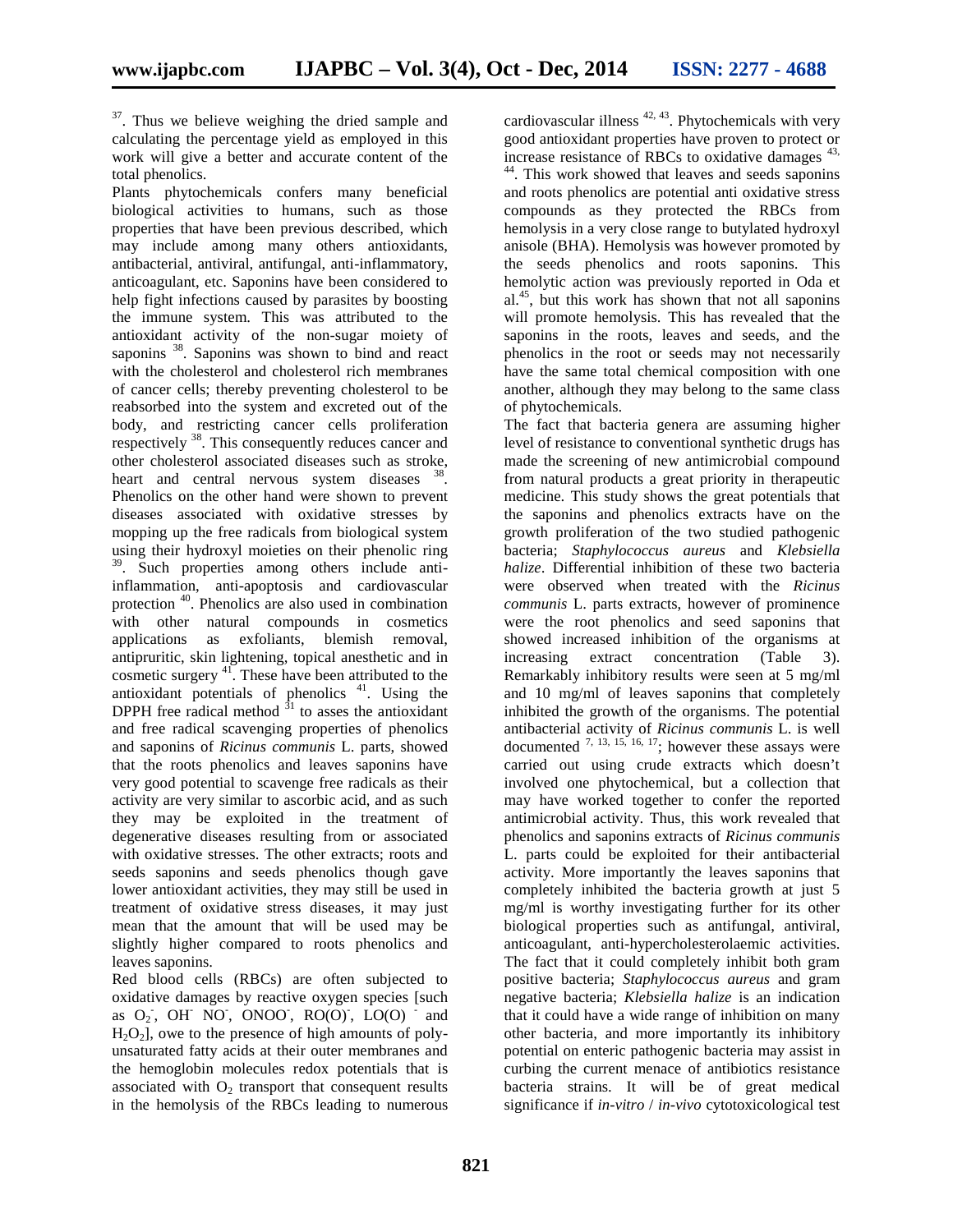[37]. Thus we believe weighing the dried sample and calculating the percentage yield as employed in this work will give a better and accurate content of the total phenolics.

Plants phytochemicals confers many beneficial biological activities to humans, such as those properties that have been previous described, which may include among many others antioxidants, antibacterial, antiviral, antifungal, anti-inflammatory, anticoagulant, etc. Saponins have been considered to help fight infections caused by parasites by boosting the immune system. This was attributed to the antioxidant activity of the non-sugar moiety of saponins [38]. Saponins was shown to bind and react with the cholesterol and cholesterol rich membranes of cancer cells; thereby preventing cholesterol to be reabsorbed into the system and excreted out of the body, and restricting cancer cells proliferation respectively [38]. This consequently reduces cancer and other cholesterol associated diseases such as stroke, heart and central nervous system diseases [38]. Phenolics on the other hand were shown to prevent diseases associated with oxidative stresses by mopping up the free radicals from biological system using their hydroxyl moieties on their phenolic ring [39]. Such properties among others include anti-inflammation, anti-apoptosis and cardiovascular protection [40]. Phenolics are also used in combination with other natural compounds in cosmetics applications as exfoliants, blemish removal, antipruritic, skin lightening, topical anesthetic and in cosmetic surgery [41]. These have been attributed to the antioxidant potentials of phenolics [41]. Using the DPPH free radical method [31] to asses the antioxidant and free radical scavenging properties of phenolics and saponins of *Ricinus communis* L. parts, showed that the roots phenolics and leaves saponins have very good potential to scavenge free radicals as their activity are very similar to ascorbic acid, and as such they may be exploited in the treatment of degenerative diseases resulting from or associated with oxidative stresses. The other extracts; roots and seeds saponins and seeds phenolics though gave lower antioxidant activities, they may still be used in treatment of oxidative stress diseases, it may just mean that the amount that will be used may be slightly higher compared to roots phenolics and leaves saponins.

Red blood cells (RBCs) are often subjected to oxidative damages by reactive oxygen species [such as $O_2^-$, $OH^-$ $NO^-$, $ONOO^-$, $RO(O)^-$, $LO(O)^-$ and $H_2O_2$], owe to the presence of high amounts of poly-unsaturated fatty acids at their outer membranes and the hemoglobin molecules redox potentials that is associated with $O_2$ transport that consequent results in the hemolysis of the RBCs leading to numerous cardiovascular illness [42, 43]. Phytochemicals with very good antioxidant properties have proven to protect or increase resistance of RBCs to oxidative damages [43, 44]. This work showed that leaves and seeds saponins and roots phenolics are potential anti oxidative stress compounds as they protected the RBCs from hemolysis in a very close range to butylated hydroxyl anisole (BHA). Hemolysis was however promoted by the seeds phenolics and roots saponins. This hemolytic action was previously reported in Oda et al.[45], but this work has shown that not all saponins will promote hemolysis. This has revealed that the saponins in the roots, leaves and seeds, and the phenolics in the root or seeds may not necessarily have the same total chemical composition with one another, although they may belong to the same class of phytochemicals.

The fact that bacteria genera are assuming higher level of resistance to conventional synthetic drugs has made the screening of new antimicrobial compound from natural products a great priority in therapeutic medicine. This study shows the great potentials that the saponins and phenolics extracts have on the growth proliferation of the two studied pathogenic bacteria; *Staphylococcus aureus* and *Klebsiella halize*. Differential inhibition of these two bacteria were observed when treated with the *Ricinus communis* L. parts extracts, however of prominence were the root phenolics and seed saponins that showed increased inhibition of the organisms at increasing extract concentration (Table 3). Remarkably inhibitory results were seen at 5 mg/ml and 10 mg/ml of leaves saponins that completely inhibited the growth of the organisms. The potential antibacterial activity of *Ricinus communis* L. is well documented [7, 13, 15, 16, 17]; however these assays were carried out using crude extracts which doesn't involved one phytochemical, but a collection that may have worked together to confer the reported antimicrobial activity. Thus, this work revealed that phenolics and saponins extracts of *Ricinus communis* L. parts could be exploited for their antibacterial activity. More importantly the leaves saponins that completely inhibited the bacteria growth at just 5 mg/ml is worthy investigating further for its other biological properties such as antifungal, antiviral, anticoagulant, anti-hypercholesterolaemic activities. The fact that it could completely inhibit both gram positive bacteria; *Staphylococcus aureus* and gram negative bacteria; *Klebsiella halize* is an indication that it could have a wide range of inhibition on many other bacteria, and more importantly its inhibitory potential on enteric pathogenic bacteria may assist in curbing the current menace of antibiotics resistance bacteria strains. It will be of great medical significance if *in-vitro* / *in-vivo* cytotoxicological test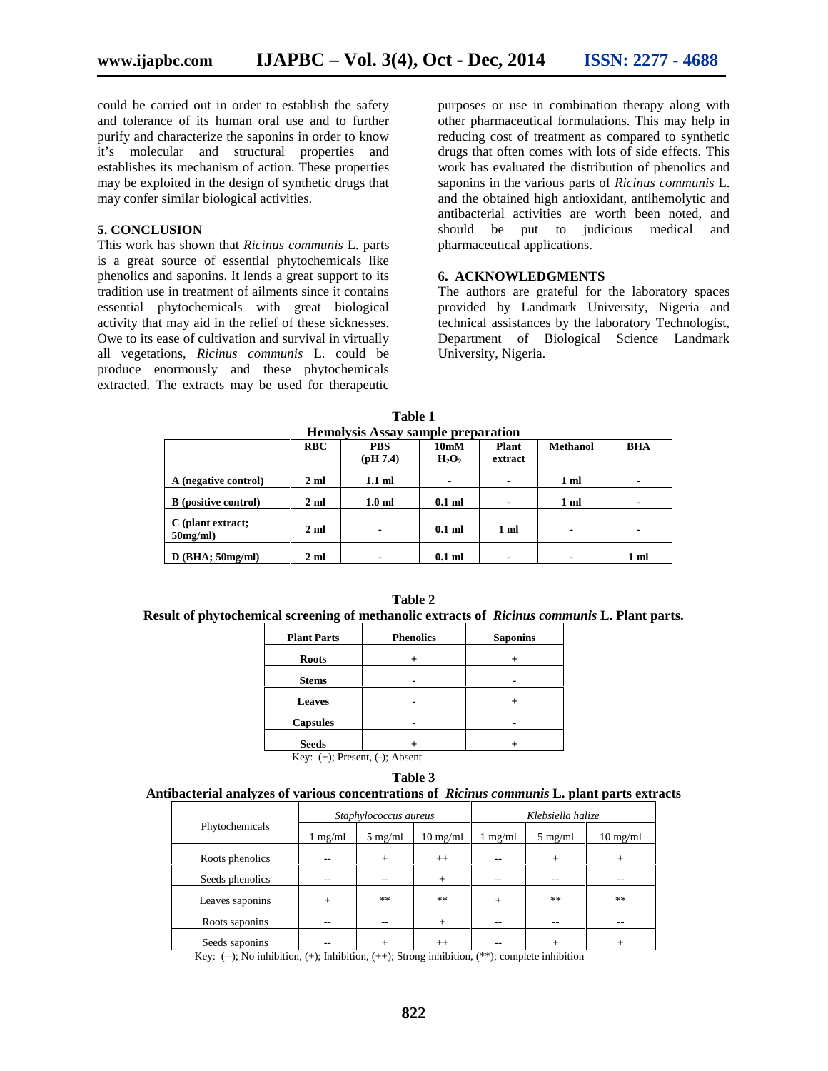could be carried out in order to establish the safety and tolerance of its human oral use and to further purify and characterize the saponins in order to know it's molecular and structural properties and establishes its mechanism of action. These properties may be exploited in the design of synthetic drugs that may confer similar biological activities.

## 5. CONCLUSION

This work has shown that *Ricinus communis* L. parts is a great source of essential phytochemicals like phenolics and saponins. It lends a great support to its tradition use in treatment of ailments since it contains essential phytochemicals with great biological activity that may aid in the relief of these sicknesses. Owe to its ease of cultivation and survival in virtually all vegetations, *Ricinus communis* L. could be produce enormously and these phytochemicals extracted. The extracts may be used for therapeutic purposes or use in combination therapy along with other pharmaceutical formulations. This may help in reducing cost of treatment as compared to synthetic drugs that often comes with lots of side effects. This work has evaluated the distribution of phenolics and saponins in the various parts of *Ricinus communis* L. and the obtained high antioxidant, antihemolytic and antibacterial activities are worth been noted, and should be put to judicious medical and pharmaceutical applications.

## 6. ACKNOWLEDGMENTS

The authors are grateful for the laboratory spaces provided by Landmark University, Nigeria and technical assistances by the laboratory Technologist, Department of Biological Science Landmark University, Nigeria.

**Table 1**
**Hemolysis Assay sample preparation**

| | RBC | PBS (pH 7.4) | 10mM $H_2O_2$ | Plant extract | Methanol | BHA |
|---|---|---|---|---|---|---|
| A (negative control) | 2 ml | 1.1 ml | - | - | 1 ml | - |
| B (positive control) | 2 ml | 1.0 ml | 0.1 ml | - | 1 ml | - |
| C (plant extract; 50mg/ml) | 2 ml | - | 0.1 ml | 1 ml | - | - |
| D (BHA; 50mg/ml) | 2 ml | - | 0.1 ml | - | - | 1 ml |

**Table 2**
**Result of phytochemical screening of methanolic extracts of *Ricinus communis* L. Plant parts.**

| Plant Parts | Phenolics | Saponins |
|---|---|---|
| Roots | + | + |
| Stems | - | - |
| Leaves | - | + |
| Capsules | - | - |
| Seeds | + | + |

Key: (+); Present, (-); Absent

**Table 3**
**Antibacterial analyzes of various concentrations of *Ricinus communis* L. plant parts extracts**

| Phytochemicals | *Staphylococcus aureus* | | | *Klebsiella halize* | | |
|---|---|---|---|---|---|---|
| | 1 mg/ml | 5 mg/ml | 10 mg/ml | 1 mg/ml | 5 mg/ml | 10 mg/ml |
| Roots phenolics | -- | + | ++ | -- | + | + |
| Seeds phenolics | -- | -- | + | -- | -- | -- |
| Leaves saponins | + | ** | ** | + | ** | ** |
| Roots saponins | -- | -- | + | -- | -- | -- |
| Seeds saponins | -- | + | ++ | -- | + | + |

Key: (--); No inhibition, (+); Inhibition, (++); Strong inhibition, (**); complete inhibition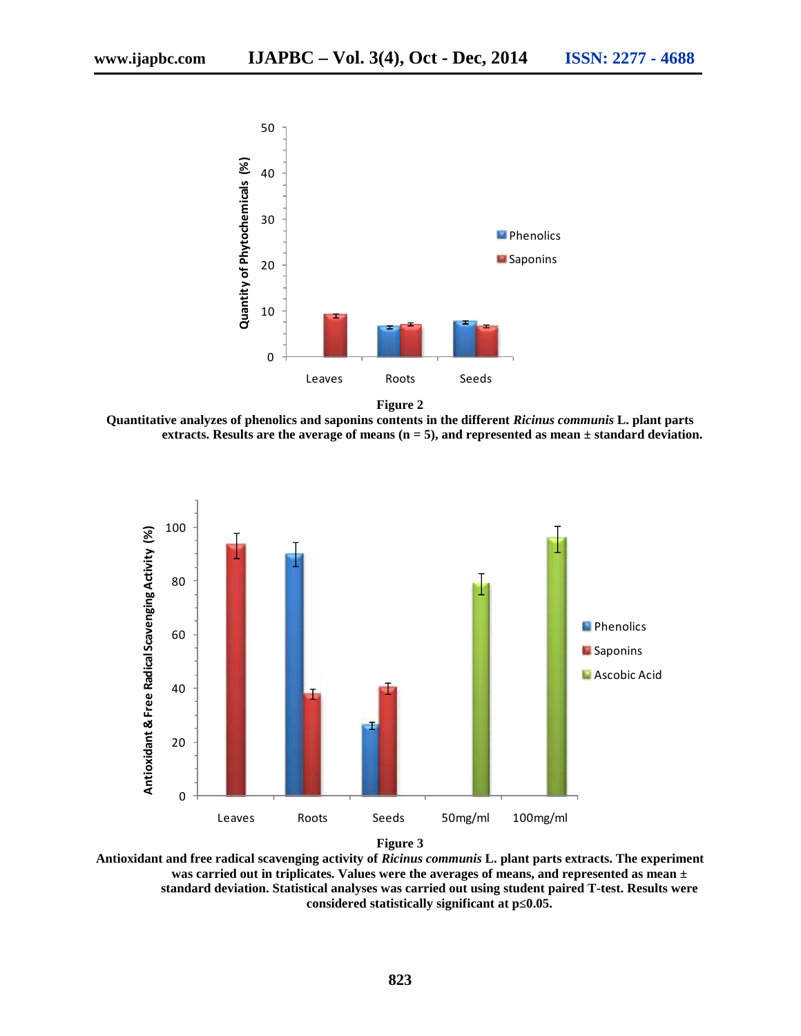**Figure 2**

**Quantitative analyzes of phenolics and saponins contents in the different *Ricinus communis* L. plant parts extracts. Results are the average of means (n = 5), and represented as mean ± standard deviation.**

**Figure 3**

**Antioxidant and free radical scavenging activity of *Ricinus communis* L. plant parts extracts. The experiment was carried out in triplicates. Values were the averages of means, and represented as mean ± standard deviation. Statistical analyses was carried out using student paired T-test. Results were considered statistically significant at p≤0.05.**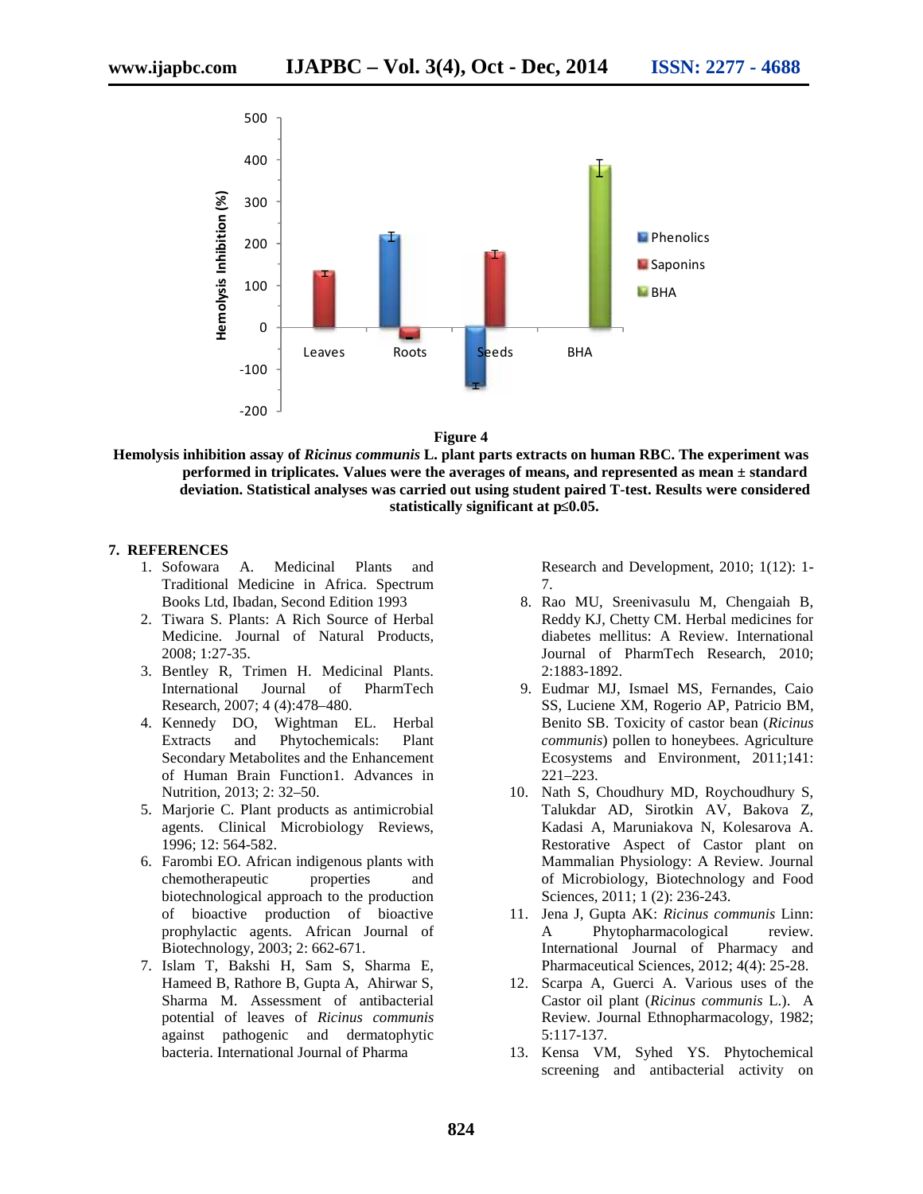**Figure 4**

**Hemolysis inhibition assay of *Ricinus communis* L. plant parts extracts on human RBC. The experiment was performed in triplicates. Values were the averages of means, and represented as mean ± standard deviation. Statistical analyses was carried out using student paired T-test. Results were considered statistically significant at p≤0.05.**

## 7. REFERENCES

1. Sofowara A. Medicinal Plants and Traditional Medicine in Africa. Spectrum Books Ltd, Ibadan, Second Edition 1993
2. Tiwara S. Plants: A Rich Source of Herbal Medicine. Journal of Natural Products, 2008; 1:27-35.
3. Bentley R, Trimen H. Medicinal Plants. International Journal of PharmTech Research, 2007; 4 (4):478–480.
4. Kennedy DO, Wightman EL. Herbal Extracts and Phytochemicals: Plant Secondary Metabolites and the Enhancement of Human Brain Function1. Advances in Nutrition, 2013; 2: 32–50.
5. Marjorie C. Plant products as antimicrobial agents. Clinical Microbiology Reviews, 1996; 12: 564-582.
6. Farombi EO. African indigenous plants with chemotherapeutic properties and biotechnological approach to the production of bioactive production of bioactive prophylactic agents. African Journal of Biotechnology, 2003; 2: 662-671.
7. Islam T, Bakshi H, Sam S, Sharma E, Hameed B, Rathore B, Gupta A, Ahirwar S, Sharma M. Assessment of antibacterial potential of leaves of *Ricinus communis* against pathogenic and dermatophytic bacteria. International Journal of Pharma Research and Development, 2010; 1(12): 1-7.
8. Rao MU, Sreenivasulu M, Chengaiah B, Reddy KJ, Chetty CM. Herbal medicines for diabetes mellitus: A Review. International Journal of PharmTech Research, 2010; 2:1883-1892.
9. Eudmar MJ, Ismael MS, Fernandes, Caio SS, Luciene XM, Rogerio AP, Patricio BM, Benito SB. Toxicity of castor bean (*Ricinus communis*) pollen to honeybees. Agriculture Ecosystems and Environment, 2011;141: 221–223.
10. Nath S, Choudhury MD, Roychoudhury S, Talukdar AD, Sirotkin AV, Bakova Z, Kadasi A, Maruniakova N, Kolesarova A. Restorative Aspect of Castor plant on Mammalian Physiology: A Review. Journal of Microbiology, Biotechnology and Food Sciences, 2011; 1 (2): 236-243.
11. Jena J, Gupta AK: *Ricinus communis* Linn: A Phytopharmacological review. International Journal of Pharmacy and Pharmaceutical Sciences, 2012; 4(4): 25-28.
12. Scarpa A, Guerci A. Various uses of the Castor oil plant (*Ricinus communis* L.). A Review. Journal Ethnopharmacology, 1982; 5:117-137.
13. Kensa VM, Syhed YS. Phytochemical screening and antibacterial activity on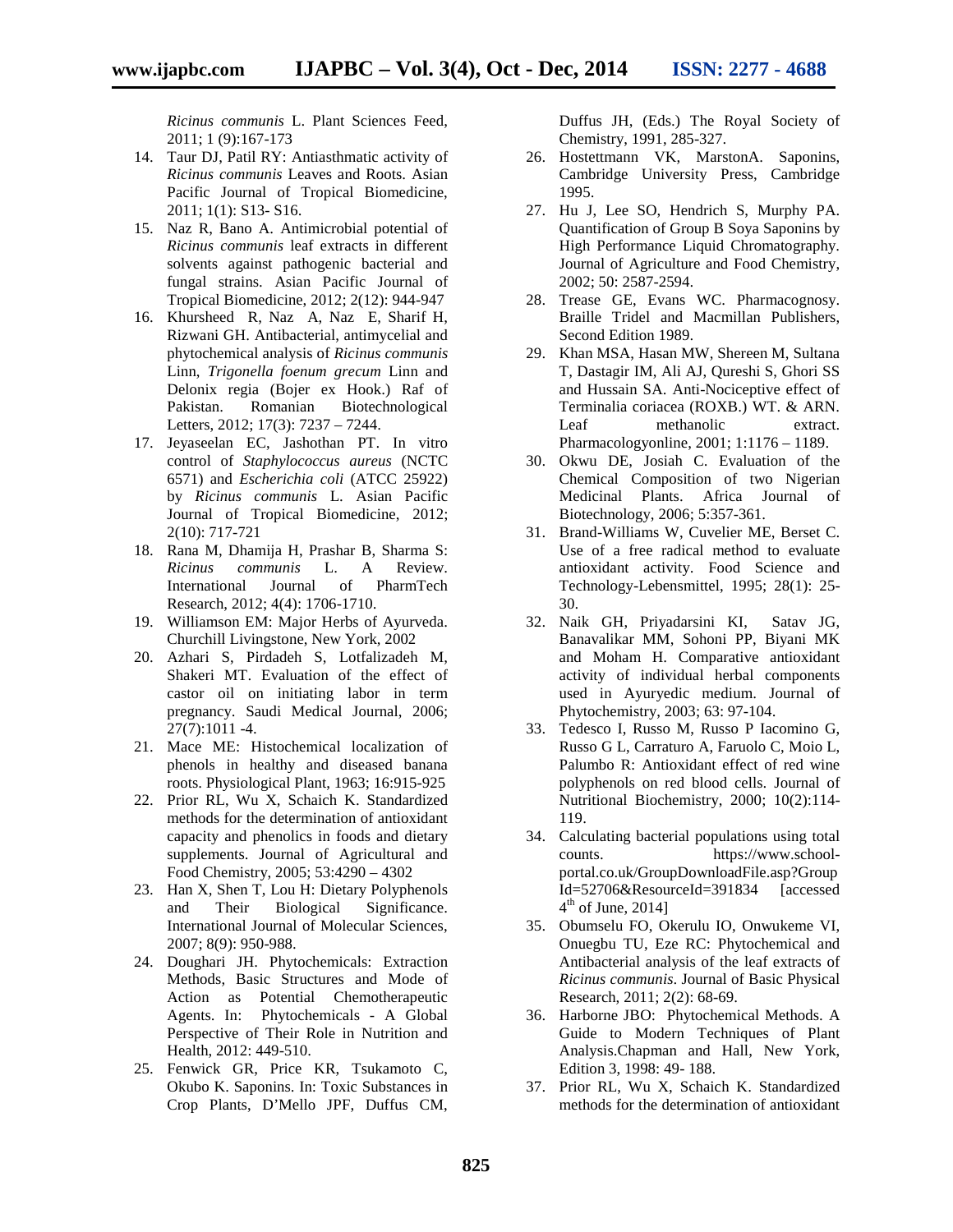*Ricinus communis* L. Plant Sciences Feed, 2011; 1 (9):167-173

14. Taur DJ, Patil RY: Antiasthmatic activity of *Ricinus communis* Leaves and Roots. Asian Pacific Journal of Tropical Biomedicine, 2011; 1(1): S13- S16.
15. Naz R, Bano A. Antimicrobial potential of *Ricinus communis* leaf extracts in different solvents against pathogenic bacterial and fungal strains. Asian Pacific Journal of Tropical Biomedicine, 2012; 2(12): 944-947
16. Khursheed R, Naz A, Naz E, Sharif H, Rizwani GH. Antibacterial, antimycelial and phytochemical analysis of *Ricinus communis* Linn, *Trigonella foenum grecum* Linn and Delonix regia (Bojer ex Hook.) Raf of Pakistan. Romanian Biotechnological Letters, 2012; 17(3): 7237 – 7244.
17. Jeyaseelan EC, Jashothan PT. In vitro control of *Staphylococcus aureus* (NCTC 6571) and *Escherichia coli* (ATCC 25922) by *Ricinus communis* L. Asian Pacific Journal of Tropical Biomedicine, 2012; 2(10): 717-721
18. Rana M, Dhamija H, Prashar B, Sharma S: *Ricinus communis* L. A Review. International Journal of PharmTech Research, 2012; 4(4): 1706-1710.
19. Williamson EM: Major Herbs of Ayurveda. Churchill Livingstone, New York, 2002
20. Azhari S, Pirdadeh S, Lotfalizadeh M, Shakeri MT. Evaluation of the effect of castor oil on initiating labor in term pregnancy. Saudi Medical Journal, 2006; 27(7):1011 -4.
21. Mace ME: Histochemical localization of phenols in healthy and diseased banana roots. Physiological Plant, 1963; 16:915-925
22. Prior RL, Wu X, Schaich K. Standardized methods for the determination of antioxidant capacity and phenolics in foods and dietary supplements. Journal of Agricultural and Food Chemistry, 2005; 53:4290 – 4302
23. Han X, Shen T, Lou H: Dietary Polyphenols and Their Biological Significance. International Journal of Molecular Sciences, 2007; 8(9): 950-988.
24. Doughari JH. Phytochemicals: Extraction Methods, Basic Structures and Mode of Action as Potential Chemotherapeutic Agents. In: Phytochemicals - A Global Perspective of Their Role in Nutrition and Health, 2012: 449-510.
25. Fenwick GR, Price KR, Tsukamoto C, Okubo K. Saponins. In: Toxic Substances in Crop Plants, D'Mello JPF, Duffus CM, Duffus JH, (Eds.) The Royal Society of Chemistry, 1991, 285-327.
26. Hostettmann VK, MarstonA. Saponins, Cambridge University Press, Cambridge 1995.
27. Hu J, Lee SO, Hendrich S, Murphy PA. Quantification of Group B Soya Saponins by High Performance Liquid Chromatography. Journal of Agriculture and Food Chemistry, 2002; 50: 2587-2594.
28. Trease GE, Evans WC. Pharmacognosy. Braille Tridel and Macmillan Publishers, Second Edition 1989.
29. Khan MSA, Hasan MW, Shereen M, Sultana T, Dastagir IM, Ali AJ, Qureshi S, Ghori SS and Hussain SA. Anti-Nociceptive effect of Terminalia coriacea (ROXB.) WT. & ARN. Leaf methanolic extract. Pharmacologyonline, 2001; 1:1176 – 1189.
30. Okwu DE, Josiah C. Evaluation of the Chemical Composition of two Nigerian Medicinal Plants. Africa Journal of Biotechnology, 2006; 5:357-361.
31. Brand-Williams W, Cuvelier ME, Berset C. Use of a free radical method to evaluate antioxidant activity. Food Science and Technology-Lebensmittel, 1995; 28(1): 25-30.
32. Naik GH, Priyadarsini KI, Satav JG, Banavalikar MM, Sohoni PP, Biyani MK and Moham H. Comparative antioxidant activity of individual herbal components used in Ayuryedic medium. Journal of Phytochemistry, 2003; 63: 97-104.
33. Tedesco I, Russo M, Russo P Iacomino G, Russo G L, Carraturo A, Faruolo C, Moio L, Palumbo R: Antioxidant effect of red wine polyphenols on red blood cells. Journal of Nutritional Biochemistry, 2000; 10(2):114-119.
34. Calculating bacterial populations using total counts. https://www.school-portal.co.uk/GroupDownloadFile.asp?GroupId=52706&ResourceId=391834 [accessed 4th of June, 2014]
35. Obumselu FO, Okerulu IO, Onwukeme VI, Onuegbu TU, Eze RC: Phytochemical and Antibacterial analysis of the leaf extracts of *Ricinus communis*. Journal of Basic Physical Research, 2011; 2(2): 68-69.
36. Harborne JBO: Phytochemical Methods. A Guide to Modern Techniques of Plant Analysis.Chapman and Hall, New York, Edition 3, 1998: 49- 188.
37. Prior RL, Wu X, Schaich K. Standardized methods for the determination of antioxidant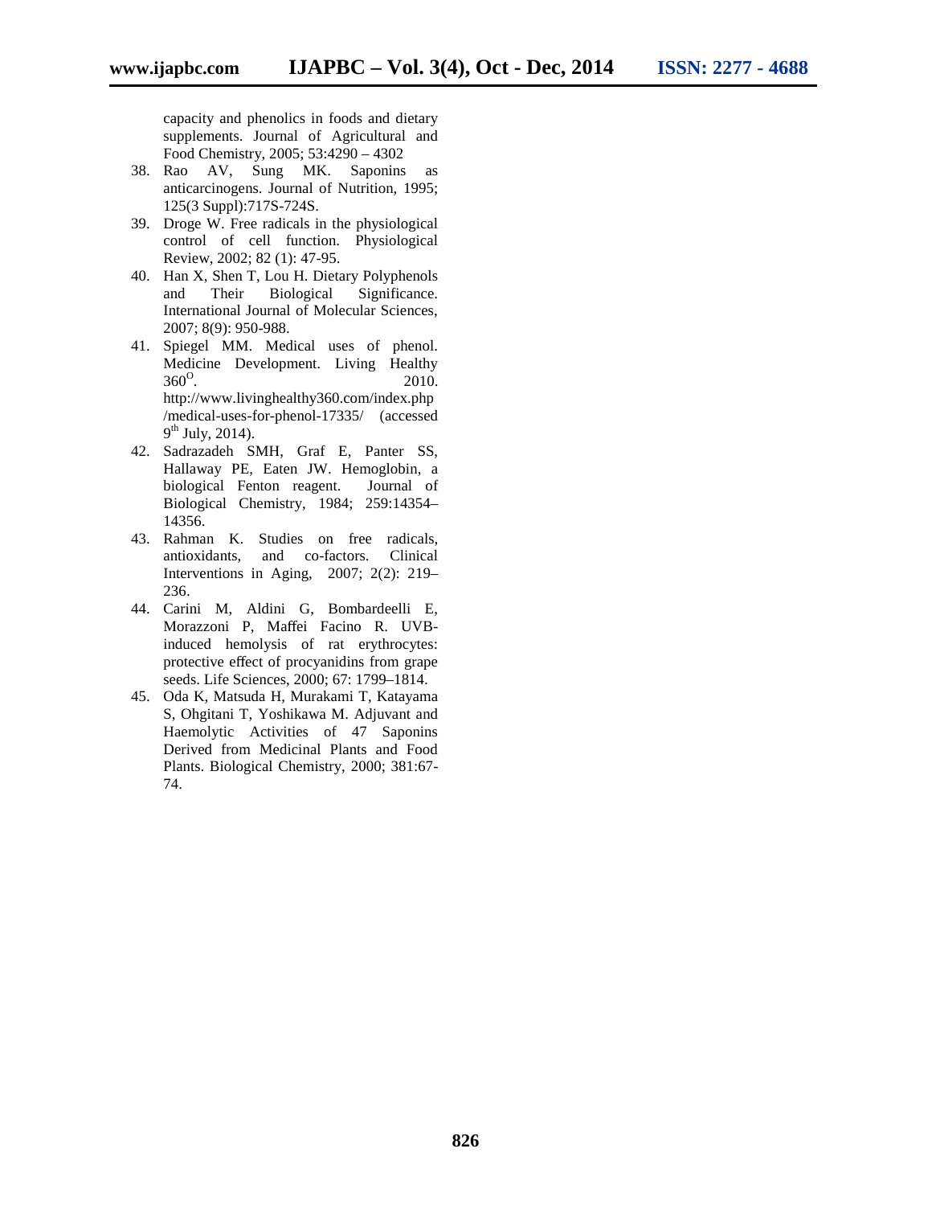capacity and phenolics in foods and dietary supplements. Journal of Agricultural and Food Chemistry, 2005; 53:4290 – 4302

38. Rao AV, Sung MK. Saponins as anticarcinogens. Journal of Nutrition, 1995; 125(3 Suppl):717S-724S.
39. Droge W. Free radicals in the physiological control of cell function. Physiological Review, 2002; 82 (1): 47-95.
40. Han X, Shen T, Lou H. Dietary Polyphenols and Their Biological Significance. International Journal of Molecular Sciences, 2007; 8(9): 950-988.
41. Spiegel MM. Medical uses of phenol. Medicine Development. Living Healthy $360^{O}$. 2010. http://www.livinghealthy360.com/index.php/medical-uses-for-phenol-17335/ (accessed 9th July, 2014).
42. Sadrazadeh SMH, Graf E, Panter SS, Hallaway PE, Eaten JW. Hemoglobin, a biological Fenton reagent. Journal of Biological Chemistry, 1984; 259:14354–14356.
43. Rahman K. Studies on free radicals, antioxidants, and co-factors. Clinical Interventions in Aging, 2007; 2(2): 219–236.
44. Carini M, Aldini G, Bombardeelli E, Morazzoni P, Maffei Facino R. UVB-induced hemolysis of rat erythrocytes: protective effect of procyanidins from grape seeds. Life Sciences, 2000; 67: 1799–1814.
45. Oda K, Matsuda H, Murakami T, Katayama S, Ohgitani T, Yoshikawa M. Adjuvant and Haemolytic Activities of 47 Saponins Derived from Medicinal Plants and Food Plants. Biological Chemistry, 2000; 381:67-74.